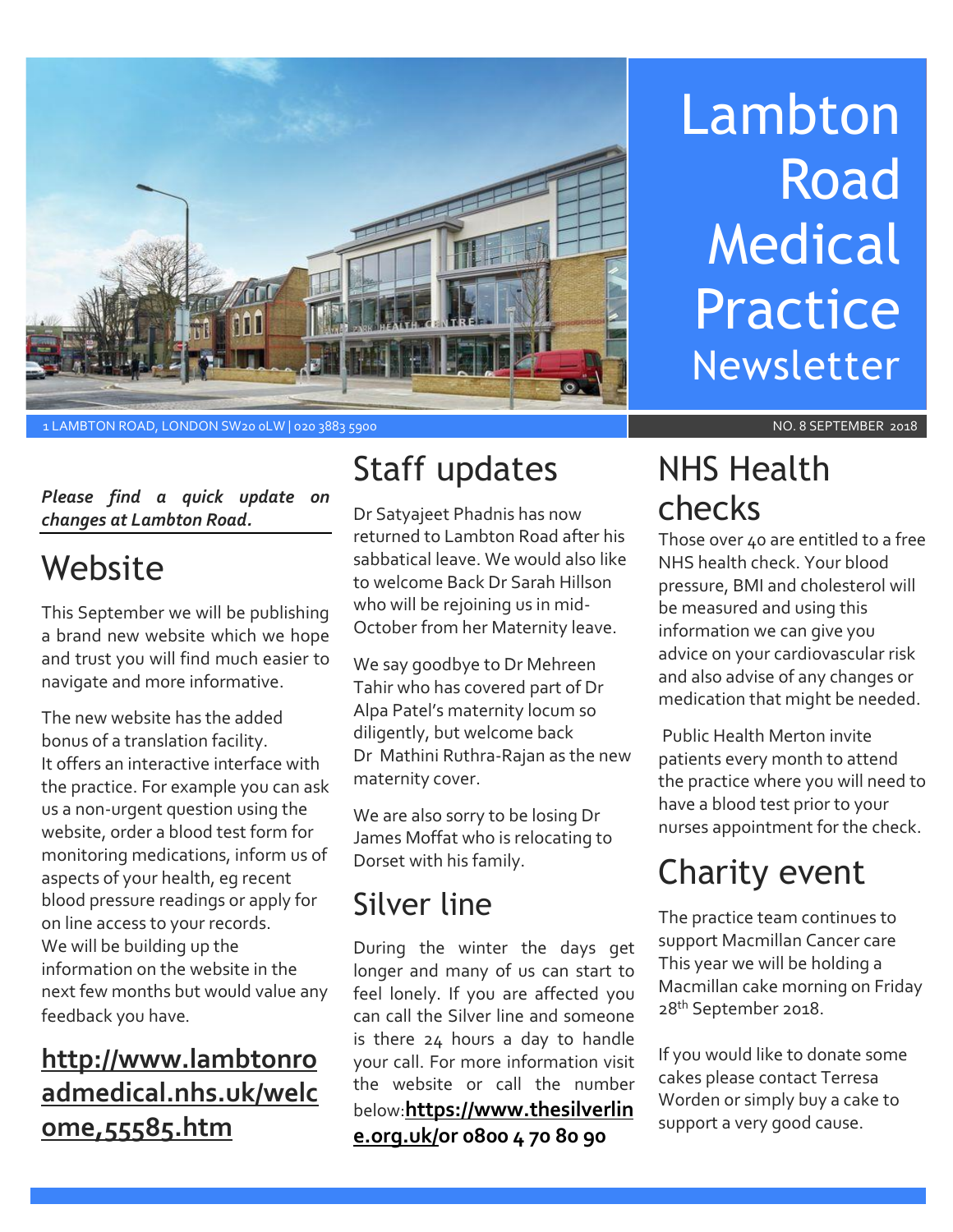# Lambton Road Medical Practice Newsletter

1 LAMBTON ROAD, LONDON SW20 0LW | 020 3883 5900

NO. 8 SEPTEMBER 2018

***Please find a quick update on changes at Lambton Road.***

## Website

This September we will be publishing a brand new website which we hope and trust you will find much easier to navigate and more informative.

The new website has the added bonus of a translation facility. It offers an interactive interface with the practice. For example you can ask us a non-urgent question using the website, order a blood test form for monitoring medications, inform us of aspects of your health, eg recent blood pressure readings or apply for on line access to your records. We will be building up the information on the website in the next few months but would value any feedback you have.

**http://www.lambtonroadmedical.nhs.uk/welcome,55585.htm**

## Staff updates

Dr Satyajeet Phadnis has now returned to Lambton Road after his sabbatical leave. We would also like to welcome Back Dr Sarah Hillson who will be rejoining us in mid-October from her Maternity leave.

We say goodbye to Dr Mehreen Tahir who has covered part of Dr Alpa Patel's maternity locum so diligently, but welcome back Dr Mathini Ruthra-Rajan as the new maternity cover.

We are also sorry to be losing Dr James Moffat who is relocating to Dorset with his family.

## Silver line

During the winter the days get longer and many of us can start to feel lonely. If you are affected you can call the Silver line and someone is there 24 hours a day to handle your call. For more information visit the website or call the number below:**https://www.thesilverline.org.uk/or 0800 4 70 80 90**

## NHS Health checks

Those over 40 are entitled to a free NHS health check. Your blood pressure, BMI and cholesterol will be measured and using this information we can give you advice on your cardiovascular risk and also advise of any changes or medication that might be needed.

Public Health Merton invite patients every month to attend the practice where you will need to have a blood test prior to your nurses appointment for the check.

## Charity event

The practice team continues to support Macmillan Cancer care This year we will be holding a Macmillan cake morning on Friday 28th September 2018.

If you would like to donate some cakes please contact Terresa Worden or simply buy a cake to support a very good cause.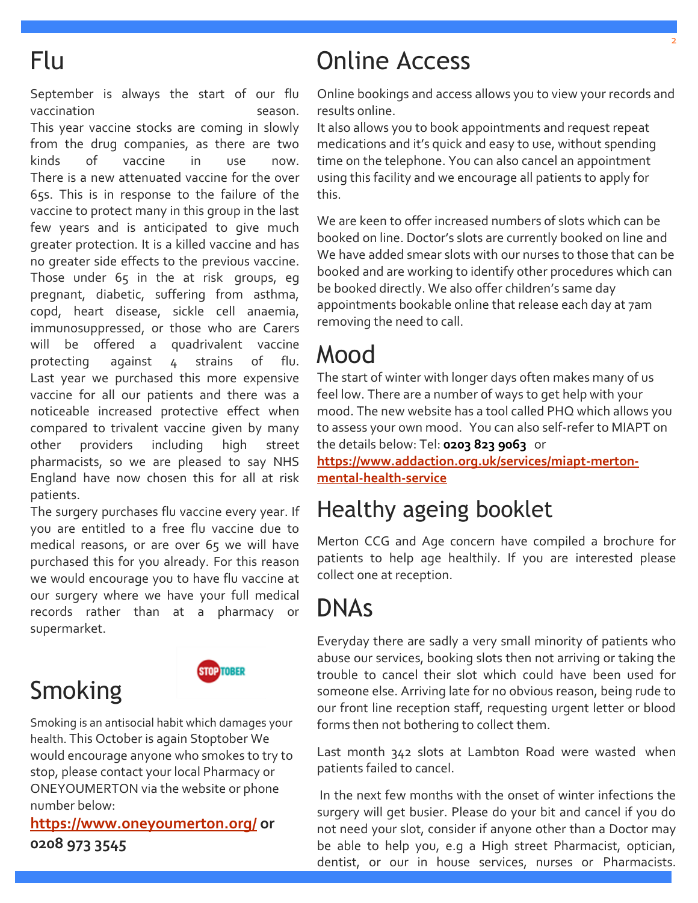# Flu

September is always the start of our flu vaccination season.
This year vaccine stocks are coming in slowly from the drug companies, as there are two kinds of vaccine in use now.
There is a new attenuated vaccine for the over 65s. This is in response to the failure of the vaccine to protect many in this group in the last few years and is anticipated to give much greater protection. It is a killed vaccine and has no greater side effects to the previous vaccine.
Those under 65 in the at risk groups, eg pregnant, diabetic, suffering from asthma, copd, heart disease, sickle cell anaemia, immunosuppressed, or those who are Carers will be offered a quadrivalent vaccine protecting against 4 strains of flu.
Last year we purchased this more expensive vaccine for all our patients and there was a noticeable increased protective effect when compared to trivalent vaccine given by many other providers including high street pharmacists, so we are pleased to say NHS England have now chosen this for all at risk patients.
The surgery purchases flu vaccine every year. If you are entitled to a free flu vaccine due to medical reasons, or are over 65 we will have purchased this for you already. For this reason we would encourage you to have flu vaccine at our surgery where we have your full medical records rather than at a pharmacy or supermarket.

# Smoking

Smoking is an antisocial habit which damages your health. This October is again Stoptober We would encourage anyone who smokes to try to stop, please contact your local Pharmacy or ONEYOUMERTON via the website or phone number below:

**https://www.oneyoumerton.org/ or 0208 973 3545**

# Online Access

Online bookings and access allows you to view your records and results online.
It also allows you to book appointments and request repeat medications and it's quick and easy to use, without spending time on the telephone. You can also cancel an appointment using this facility and we encourage all patients to apply for this.

We are keen to offer increased numbers of slots which can be booked on line. Doctor's slots are currently booked on line and We have added smear slots with our nurses to those that can be booked and are working to identify other procedures which can be booked directly. We also offer children's same day appointments bookable online that release each day at 7am removing the need to call.

# Mood

The start of winter with longer days often makes many of us feel low. There are a number of ways to get help with your mood. The new website has a tool called PHQ which allows you to assess your own mood. You can also self-refer to MIAPT on the details below: Tel: **0203 823 9063** or **https://www.addaction.org.uk/services/miapt-merton-mental-health-service**

# Healthy ageing booklet

Merton CCG and Age concern have compiled a brochure for patients to help age healthily. If you are interested please collect one at reception.

# DNAs

Everyday there are sadly a very small minority of patients who abuse our services, booking slots then not arriving or taking the trouble to cancel their slot which could have been used for someone else. Arriving late for no obvious reason, being rude to our front line reception staff, requesting urgent letter or blood forms then not bothering to collect them.

Last month 342 slots at Lambton Road were wasted when patients failed to cancel.

In the next few months with the onset of winter infections the surgery will get busier. Please do your bit and cancel if you do not need your slot, consider if anyone other than a Doctor may be able to help you, e.g a High street Pharmacist, optician, dentist, or our in house services, nurses or Pharmacists.